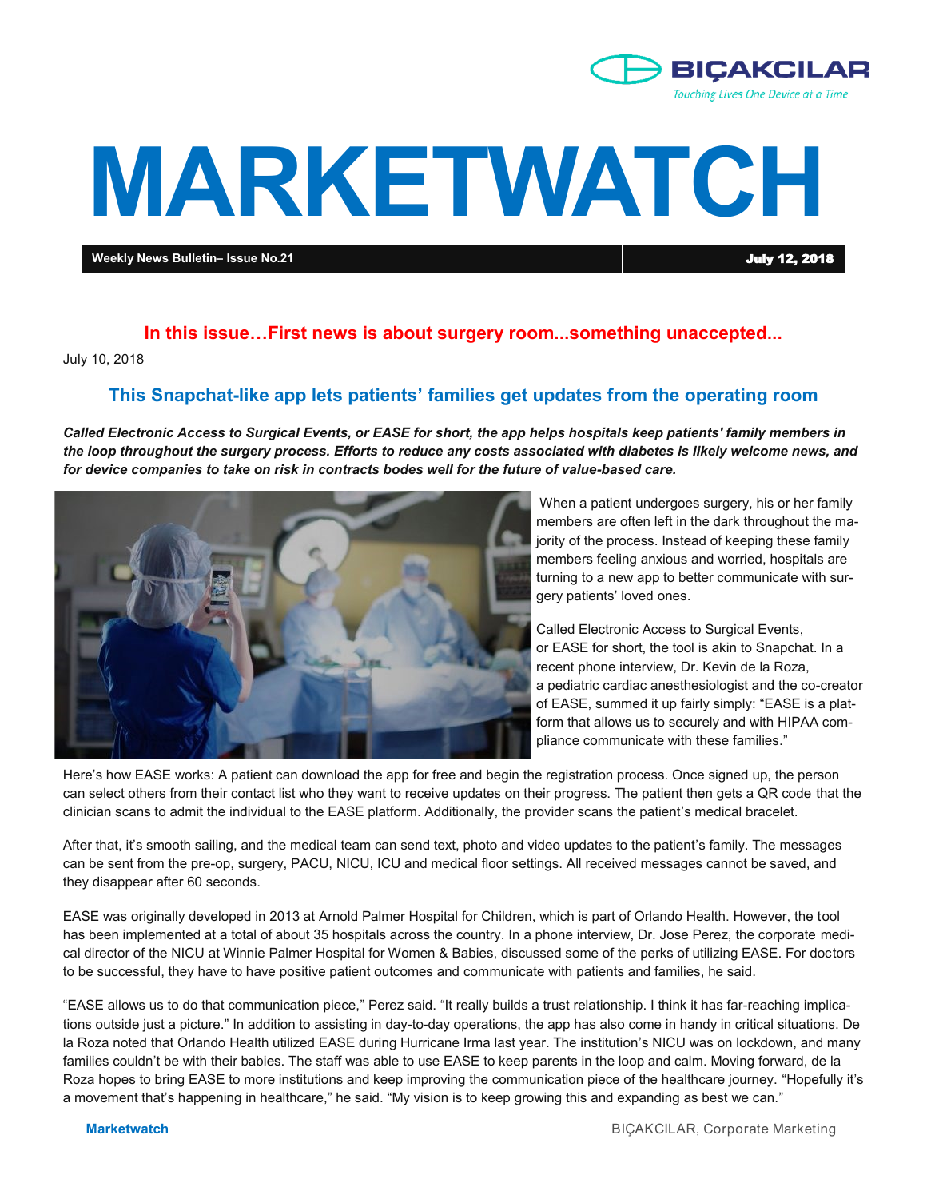BIÇAKCILAR

*Touching Lives One Device at a Time*

# MARKETWATCH

**Weekly News Bulletin– Issue No.21** | **July 12, 2018**

**In this issue…First news is about surgery room...something unaccepted...**

July 10, 2018

## This Snapchat-like app lets patients' families get updates from the operating room

***Called Electronic Access to Surgical Events, or EASE for short, the app helps hospitals keep patients' family members in the loop throughout the surgery process. Efforts to reduce any costs associated with diabetes is likely welcome news, and for device companies to take on risk in contracts bodes well for the future of value-based care.***

When a patient undergoes surgery, his or her family members are often left in the dark throughout the majority of the process. Instead of keeping these family members feeling anxious and worried, hospitals are turning to a new app to better communicate with surgery patients' loved ones.

Called Electronic Access to Surgical Events, or EASE for short, the tool is akin to Snapchat. In a recent phone interview, Dr. Kevin de la Roza, a pediatric cardiac anesthesiologist and the co-creator of EASE, summed it up fairly simply: "EASE is a platform that allows us to securely and with HIPAA compliance communicate with these families."

Here's how EASE works: A patient can download the app for free and begin the registration process. Once signed up, the person can select others from their contact list who they want to receive updates on their progress. The patient then gets a QR code that the clinician scans to admit the individual to the EASE platform. Additionally, the provider scans the patient's medical bracelet.

After that, it's smooth sailing, and the medical team can send text, photo and video updates to the patient's family. The messages can be sent from the pre-op, surgery, PACU, NICU, ICU and medical floor settings. All received messages cannot be saved, and they disappear after 60 seconds.

EASE was originally developed in 2013 at Arnold Palmer Hospital for Children, which is part of Orlando Health. However, the tool has been implemented at a total of about 35 hospitals across the country. In a phone interview, Dr. Jose Perez, the corporate medical director of the NICU at Winnie Palmer Hospital for Women & Babies, discussed some of the perks of utilizing EASE. For doctors to be successful, they have to have positive patient outcomes and communicate with patients and families, he said.

"EASE allows us to do that communication piece," Perez said. "It really builds a trust relationship. I think it has far-reaching implications outside just a picture." In addition to assisting in day-to-day operations, the app has also come in handy in critical situations. De la Roza noted that Orlando Health utilized EASE during Hurricane Irma last year. The institution's NICU was on lockdown, and many families couldn't be with their babies. The staff was able to use EASE to keep parents in the loop and calm. Moving forward, de la Roza hopes to bring EASE to more institutions and keep improving the communication piece of the healthcare journey. "Hopefully it's a movement that's happening in healthcare," he said. "My vision is to keep growing this and expanding as best we can."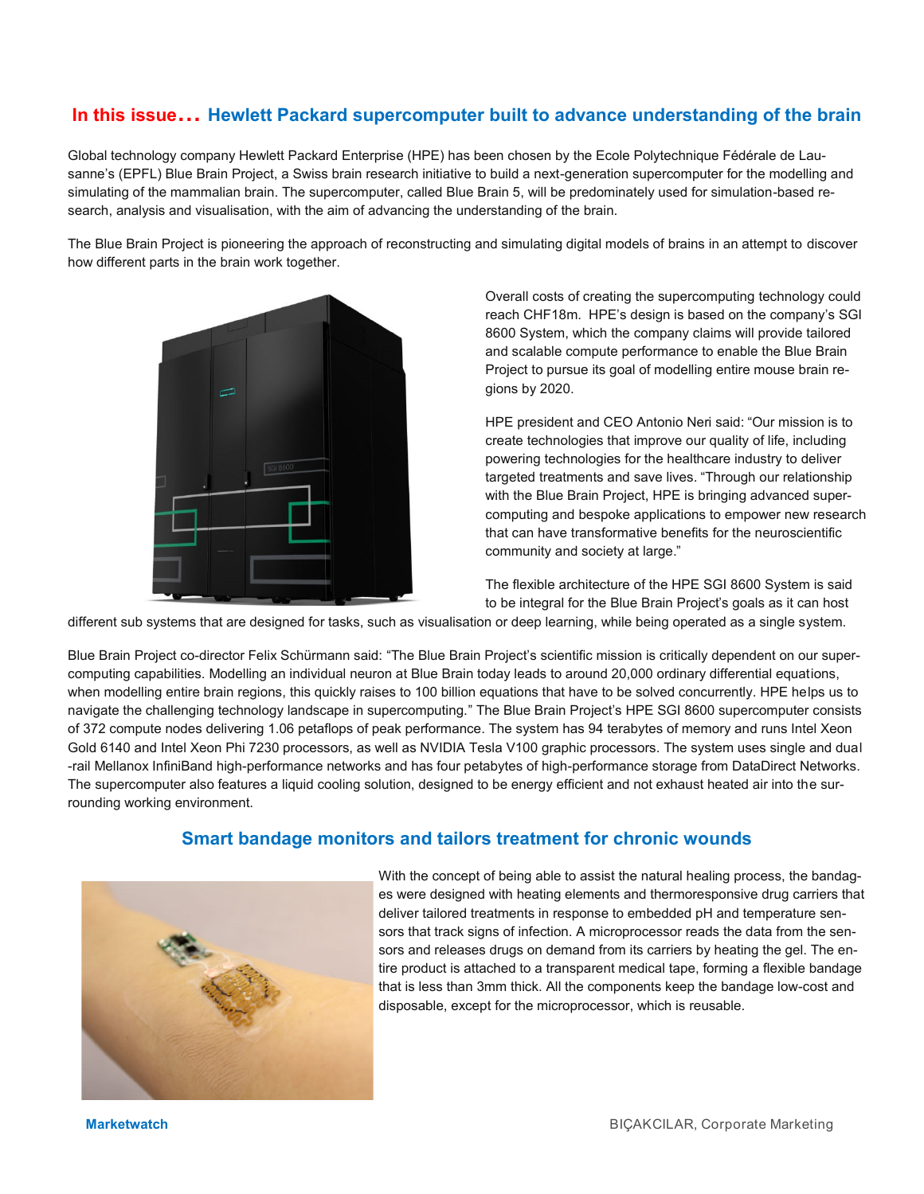## In this issue… Hewlett Packard supercomputer built to advance understanding of the brain

Global technology company Hewlett Packard Enterprise (HPE) has been chosen by the Ecole Polytechnique Fédérale de Lausanne's (EPFL) Blue Brain Project, a Swiss brain research initiative to build a next-generation supercomputer for the modelling and simulating of the mammalian brain. The supercomputer, called Blue Brain 5, will be predominately used for simulation-based research, analysis and visualisation, with the aim of advancing the understanding of the brain.

The Blue Brain Project is pioneering the approach of reconstructing and simulating digital models of brains in an attempt to discover how different parts in the brain work together.

Overall costs of creating the supercomputing technology could reach CHF18m. HPE's design is based on the company's SGI 8600 System, which the company claims will provide tailored and scalable compute performance to enable the Blue Brain Project to pursue its goal of modelling entire mouse brain regions by 2020.

HPE president and CEO Antonio Neri said: "Our mission is to create technologies that improve our quality of life, including powering technologies for the healthcare industry to deliver targeted treatments and save lives. "Through our relationship with the Blue Brain Project, HPE is bringing advanced supercomputing and bespoke applications to empower new research that can have transformative benefits for the neuroscientific community and society at large."

The flexible architecture of the HPE SGI 8600 System is said to be integral for the Blue Brain Project's goals as it can host different sub systems that are designed for tasks, such as visualisation or deep learning, while being operated as a single system.

Blue Brain Project co-director Felix Schürmann said: "The Blue Brain Project's scientific mission is critically dependent on our supercomputing capabilities. Modelling an individual neuron at Blue Brain today leads to around 20,000 ordinary differential equations, when modelling entire brain regions, this quickly raises to 100 billion equations that have to be solved concurrently. HPE helps us to navigate the challenging technology landscape in supercomputing." The Blue Brain Project's HPE SGI 8600 supercomputer consists of 372 compute nodes delivering 1.06 petaflops of peak performance. The system has 94 terabytes of memory and runs Intel Xeon Gold 6140 and Intel Xeon Phi 7230 processors, as well as NVIDIA Tesla V100 graphic processors. The system uses single and dual-rail Mellanox InfiniBand high-performance networks and has four petabytes of high-performance storage from DataDirect Networks. The supercomputer also features a liquid cooling solution, designed to be energy efficient and not exhaust heated air into the surrounding working environment.

## Smart bandage monitors and tailors treatment for chronic wounds

With the concept of being able to assist the natural healing process, the bandages were designed with heating elements and thermoresponsive drug carriers that deliver tailored treatments in response to embedded pH and temperature sensors that track signs of infection. A microprocessor reads the data from the sensors and releases drugs on demand from its carriers by heating the gel. The entire product is attached to a transparent medical tape, forming a flexible bandage that is less than 3mm thick. All the components keep the bandage low-cost and disposable, except for the microprocessor, which is reusable.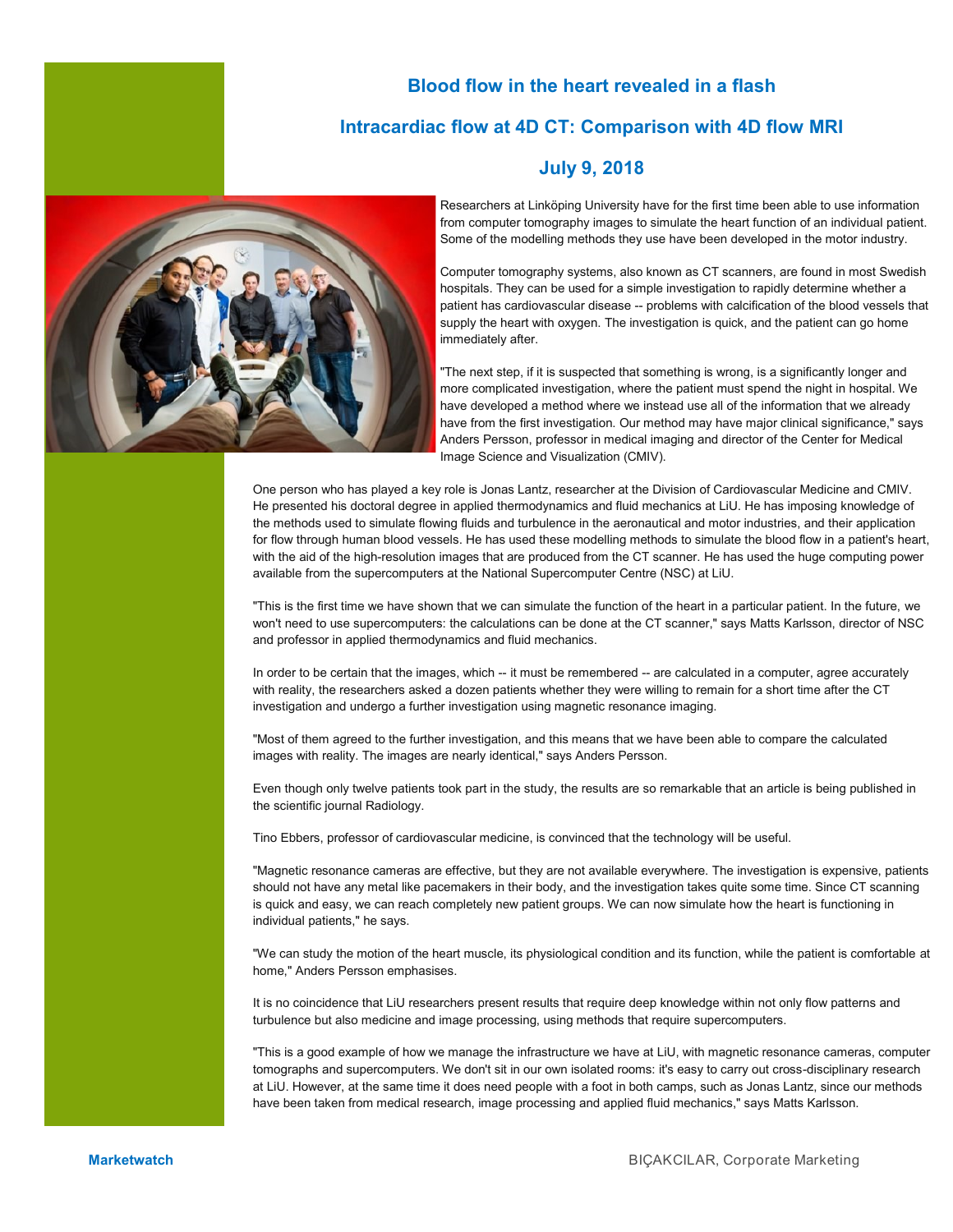# Blood flow in the heart revealed in a flash

## Intracardiac flow at 4D CT: Comparison with 4D flow MRI

## July 9, 2018

Researchers at Linköping University have for the first time been able to use information from computer tomography images to simulate the heart function of an individual patient. Some of the modelling methods they use have been developed in the motor industry.

Computer tomography systems, also known as CT scanners, are found in most Swedish hospitals. They can be used for a simple investigation to rapidly determine whether a patient has cardiovascular disease -- problems with calcification of the blood vessels that supply the heart with oxygen. The investigation is quick, and the patient can go home immediately after.

"The next step, if it is suspected that something is wrong, is a significantly longer and more complicated investigation, where the patient must spend the night in hospital. We have developed a method where we instead use all of the information that we already have from the first investigation. Our method may have major clinical significance," says Anders Persson, professor in medical imaging and director of the Center for Medical Image Science and Visualization (CMIV).

One person who has played a key role is Jonas Lantz, researcher at the Division of Cardiovascular Medicine and CMIV. He presented his doctoral degree in applied thermodynamics and fluid mechanics at LiU. He has imposing knowledge of the methods used to simulate flowing fluids and turbulence in the aeronautical and motor industries, and their application for flow through human blood vessels. He has used these modelling methods to simulate the blood flow in a patient's heart, with the aid of the high-resolution images that are produced from the CT scanner. He has used the huge computing power available from the supercomputers at the National Supercomputer Centre (NSC) at LiU.

"This is the first time we have shown that we can simulate the function of the heart in a particular patient. In the future, we won't need to use supercomputers: the calculations can be done at the CT scanner," says Matts Karlsson, director of NSC and professor in applied thermodynamics and fluid mechanics.

In order to be certain that the images, which -- it must be remembered -- are calculated in a computer, agree accurately with reality, the researchers asked a dozen patients whether they were willing to remain for a short time after the CT investigation and undergo a further investigation using magnetic resonance imaging.

"Most of them agreed to the further investigation, and this means that we have been able to compare the calculated images with reality. The images are nearly identical," says Anders Persson.

Even though only twelve patients took part in the study, the results are so remarkable that an article is being published in the scientific journal Radiology.

Tino Ebbers, professor of cardiovascular medicine, is convinced that the technology will be useful.

"Magnetic resonance cameras are effective, but they are not available everywhere. The investigation is expensive, patients should not have any metal like pacemakers in their body, and the investigation takes quite some time. Since CT scanning is quick and easy, we can reach completely new patient groups. We can now simulate how the heart is functioning in individual patients," he says.

"We can study the motion of the heart muscle, its physiological condition and its function, while the patient is comfortable at home," Anders Persson emphasises.

It is no coincidence that LiU researchers present results that require deep knowledge within not only flow patterns and turbulence but also medicine and image processing, using methods that require supercomputers.

"This is a good example of how we manage the infrastructure we have at LiU, with magnetic resonance cameras, computer tomographs and supercomputers. We don't sit in our own isolated rooms: it's easy to carry out cross-disciplinary research at LiU. However, at the same time it does need people with a foot in both camps, such as Jonas Lantz, since our methods have been taken from medical research, image processing and applied fluid mechanics," says Matts Karlsson.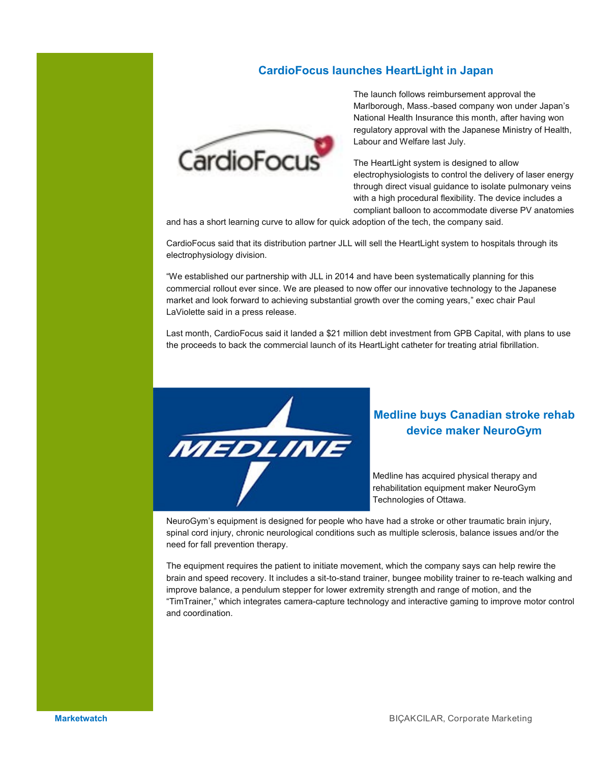## CardioFocus launches HeartLight in Japan

The launch follows reimbursement approval the Marlborough, Mass.-based company won under Japan's National Health Insurance this month, after having won regulatory approval with the Japanese Ministry of Health, Labour and Welfare last July.

The HeartLight system is designed to allow electrophysiologists to control the delivery of laser energy through direct visual guidance to isolate pulmonary veins with a high procedural flexibility. The device includes a compliant balloon to accommodate diverse PV anatomies and has a short learning curve to allow for quick adoption of the tech, the company said.

CardioFocus said that its distribution partner JLL will sell the HeartLight system to hospitals through its electrophysiology division.

"We established our partnership with JLL in 2014 and have been systematically planning for this commercial rollout ever since. We are pleased to now offer our innovative technology to the Japanese market and look forward to achieving substantial growth over the coming years," exec chair Paul LaViolette said in a press release.

Last month, CardioFocus said it landed a $21 million debt investment from GPB Capital, with plans to use the proceeds to back the commercial launch of its HeartLight catheter for treating atrial fibrillation.

## Medline buys Canadian stroke rehab device maker NeuroGym

Medline has acquired physical therapy and rehabilitation equipment maker NeuroGym Technologies of Ottawa.

NeuroGym's equipment is designed for people who have had a stroke or other traumatic brain injury, spinal cord injury, chronic neurological conditions such as multiple sclerosis, balance issues and/or the need for fall prevention therapy.

The equipment requires the patient to initiate movement, which the company says can help rewire the brain and speed recovery. It includes a sit-to-stand trainer, bungee mobility trainer to re-teach walking and improve balance, a pendulum stepper for lower extremity strength and range of motion, and the "TimTrainer," which integrates camera-capture technology and interactive gaming to improve motor control and coordination.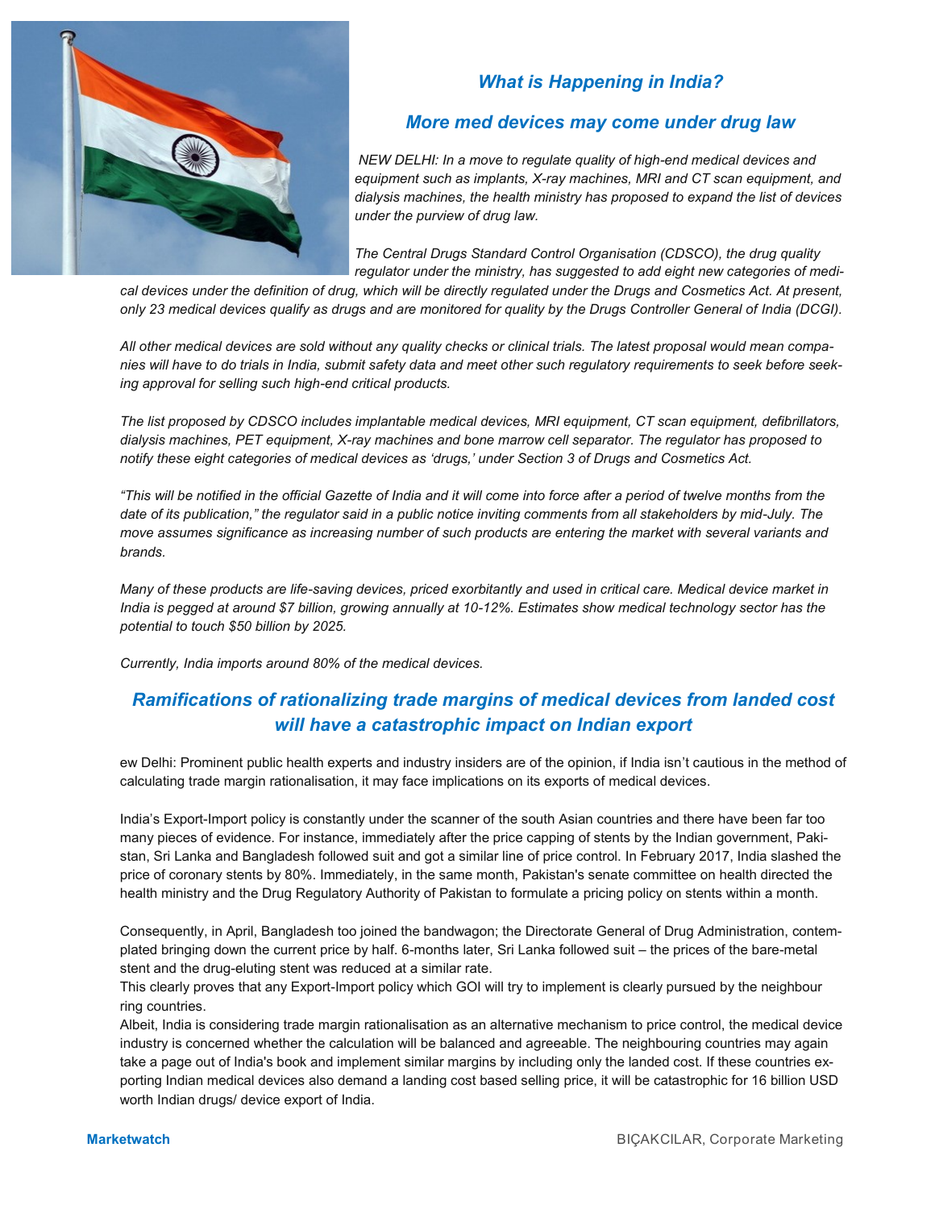## *What is Happening in India?*

## *More med devices may come under drug law*

*NEW DELHI: In a move to regulate quality of high-end medical devices and equipment such as implants, X-ray machines, MRI and CT scan equipment, and dialysis machines, the health ministry has proposed to expand the list of devices under the purview of drug law.*

*The Central Drugs Standard Control Organisation (CDSCO), the drug quality regulator under the ministry, has suggested to add eight new categories of medical devices under the definition of drug, which will be directly regulated under the Drugs and Cosmetics Act. At present, only 23 medical devices qualify as drugs and are monitored for quality by the Drugs Controller General of India (DCGI).*

*All other medical devices are sold without any quality checks or clinical trials. The latest proposal would mean companies will have to do trials in India, submit safety data and meet other such regulatory requirements to seek before seeking approval for selling such high-end critical products.*

*The list proposed by CDSCO includes implantable medical devices, MRI equipment, CT scan equipment, defibrillators, dialysis machines, PET equipment, X-ray machines and bone marrow cell separator. The regulator has proposed to notify these eight categories of medical devices as 'drugs,' under Section 3 of Drugs and Cosmetics Act.*

*"This will be notified in the official Gazette of India and it will come into force after a period of twelve months from the date of its publication," the regulator said in a public notice inviting comments from all stakeholders by mid-July. The move assumes significance as increasing number of such products are entering the market with several variants and brands.*

*Many of these products are life-saving devices, priced exorbitantly and used in critical care. Medical device market in India is pegged at around $7 billion, growing annually at 10-12%. Estimates show medical technology sector has the potential to touch $50 billion by 2025.*

*Currently, India imports around 80% of the medical devices.*

## *Ramifications of rationalizing trade margins of medical devices from landed cost will have a catastrophic impact on Indian export*

ew Delhi: Prominent public health experts and industry insiders are of the opinion, if India isn't cautious in the method of calculating trade margin rationalisation, it may face implications on its exports of medical devices.

India's Export-Import policy is constantly under the scanner of the south Asian countries and there have been far too many pieces of evidence. For instance, immediately after the price capping of stents by the Indian government, Pakistan, Sri Lanka and Bangladesh followed suit and got a similar line of price control. In February 2017, India slashed the price of coronary stents by 80%. Immediately, in the same month, Pakistan's senate committee on health directed the health ministry and the Drug Regulatory Authority of Pakistan to formulate a pricing policy on stents within a month.

Consequently, in April, Bangladesh too joined the bandwagon; the Directorate General of Drug Administration, contemplated bringing down the current price by half. 6-months later, Sri Lanka followed suit – the prices of the bare-metal stent and the drug-eluting stent was reduced at a similar rate.
This clearly proves that any Export-Import policy which GOI will try to implement is clearly pursued by the neighbour ring countries.
Albeit, India is considering trade margin rationalisation as an alternative mechanism to price control, the medical device industry is concerned whether the calculation will be balanced and agreeable. The neighbouring countries may again take a page out of India's book and implement similar margins by including only the landed cost. If these countries exporting Indian medical devices also demand a landing cost based selling price, it will be catastrophic for 16 billion USD worth Indian drugs/ device export of India.